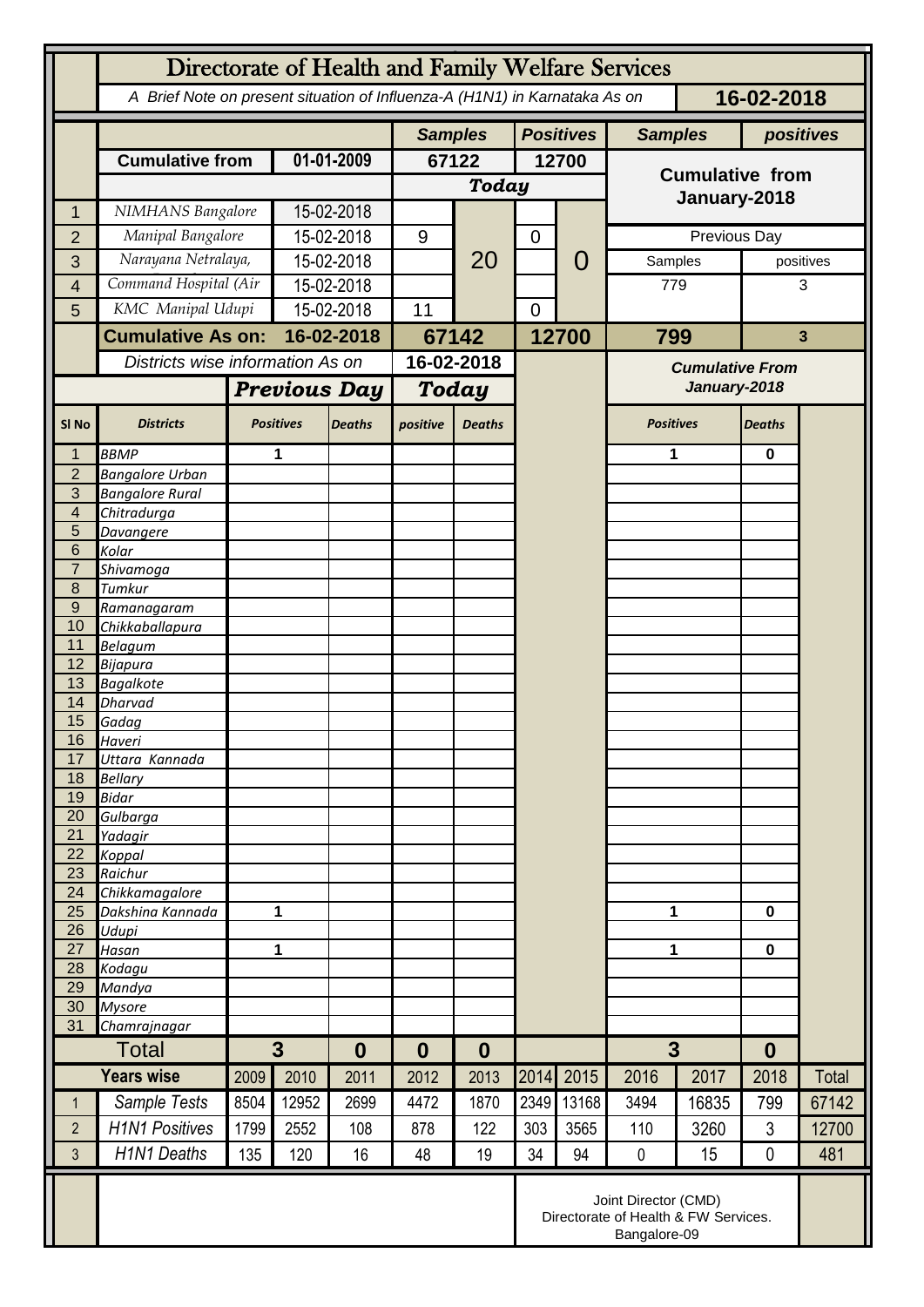# Directorate of Health and Family Welfare Services

A Brief Note on present situation of Influenza-A (H1N1) in Karnataka As on **16-02-2018**

| | | | Samples | | Positives | | Samples | positives |
|---|---|---|---|---|---|---|---|---|
| | **Cumulative from** | **01-01-2009** | **67122** | | **12700** | | **Cumulative from January-2018** | |
| | | | **Today** | | | | | |
| 1 | NIMHANS Bangalore | 15-02-2018 | | 20 | | 0 | | |
| 2 | Manipal Bangalore | 15-02-2018 | 9 | | 0 | | Previous Day | |
| 3 | Narayana Netralaya, | 15-02-2018 | | | | | Samples | positives |
| 4 | Command Hospital (Air | 15-02-2018 | | | | | 779 | 3 |
| 5 | KMC Manipal Udupi | 15-02-2018 | 11 | | 0 | | | |
| | **Cumulative As on:** | **16-02-2018** | **67142** | | **12700** | | **799** | **3** |

| | Districts wise information As on | | | 16-02-2018 | | Cumulative From January-2018 | |
|---|---|---|---|---|---|---|---|
| | | Previous Day | | Today | | | |
| Sl No | Districts | Positives | Deaths | positive | Deaths | Positives | Deaths |
| 1 | BBMP | 1 | | | | 1 | 0 |
| 2 | Bangalore Urban | | | | | | |
| 3 | Bangalore Rural | | | | | | |
| 4 | Chitradurga | | | | | | |
| 5 | Davangere | | | | | | |
| 6 | Kolar | | | | | | |
| 7 | Shivamoga | | | | | | |
| 8 | Tumkur | | | | | | |
| 9 | Ramanagaram | | | | | | |
| 10 | Chikkaballapura | | | | | | |
| 11 | Belagum | | | | | | |
| 12 | Bijapura | | | | | | |
| 13 | Bagalkote | | | | | | |
| 14 | Dharvad | | | | | | |
| 15 | Gadag | | | | | | |
| 16 | Haveri | | | | | | |
| 17 | Uttara Kannada | | | | | | |
| 18 | Bellary | | | | | | |
| 19 | Bidar | | | | | | |
| 20 | Gulbarga | | | | | | |
| 21 | Yadagir | | | | | | |
| 22 | Koppal | | | | | | |
| 23 | Raichur | | | | | | |
| 24 | Chikkamagalore | | | | | | |
| 25 | Dakshina Kannada | 1 | | | | 1 | 0 |
| 26 | Udupi | | | | | | |
| 27 | Hasan | 1 | | | | 1 | 0 |
| 28 | Kodagu | | | | | | |
| 29 | Mandya | | | | | | |
| 30 | Mysore | | | | | | |
| 31 | Chamrajnagar | | | | | | |
| | **Total** | **3** | **0** | **0** | **0** | **3** | **0** |

| | Years wise | 2009 | 2010 | 2011 | 2012 | 2013 | 2014 | 2015 | 2016 | 2017 | 2018 | Total |
|---|---|---|---|---|---|---|---|---|---|---|---|---|
| 1 | Sample Tests | 8504 | 12952 | 2699 | 4472 | 1870 | 2349 | 13168 | 3494 | 16835 | 799 | 67142 |
| 2 | H1N1 Positives | 1799 | 2552 | 108 | 878 | 122 | 303 | 3565 | 110 | 3260 | 3 | 12700 |
| 3 | H1N1 Deaths | 135 | 120 | 16 | 48 | 19 | 34 | 94 | 0 | 15 | 0 | 481 |

Joint Director (CMD)
Directorate of Health & FW Services.
Bangalore-09